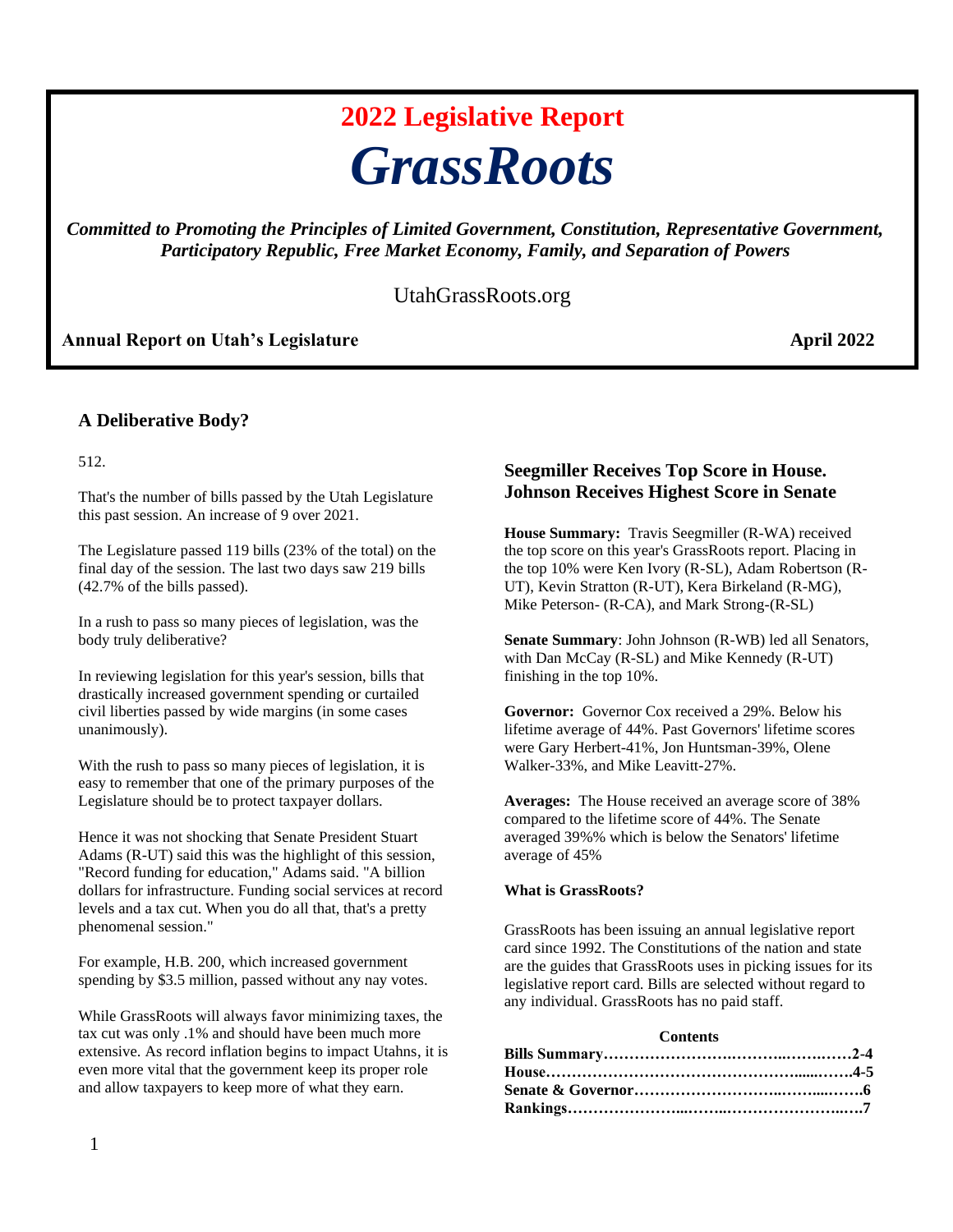## 2022 Legislative Report

# *GrassRoots*

***Committed to Promoting the Principles of Limited Government, Constitution, Representative Government, Participatory Republic, Free Market Economy, Family, and Separation of Powers***

UtahGrassRoots.org

**Annual Report on Utah's Legislature** **April 2022**

### A Deliberative Body?

512.

That's the number of bills passed by the Utah Legislature this past session. An increase of 9 over 2021.

The Legislature passed 119 bills (23% of the total) on the final day of the session. The last two days saw 219 bills (42.7% of the bills passed).

In a rush to pass so many pieces of legislation, was the body truly deliberative?

In reviewing legislation for this year's session, bills that drastically increased government spending or curtailed civil liberties passed by wide margins (in some cases unanimously).

With the rush to pass so many pieces of legislation, it is easy to remember that one of the primary purposes of the Legislature should be to protect taxpayer dollars.

Hence it was not shocking that Senate President Stuart Adams (R-UT) said this was the highlight of this session, "Record funding for education," Adams said. "A billion dollars for infrastructure. Funding social services at record levels and a tax cut. When you do all that, that's a pretty phenomenal session."

For example, H.B. 200, which increased government spending by $3.5 million, passed without any nay votes.

While GrassRoots will always favor minimizing taxes, the tax cut was only .1% and should have been much more extensive. As record inflation begins to impact Utahns, it is even more vital that the government keep its proper role and allow taxpayers to keep more of what they earn.

### Seegmiller Receives Top Score in House. Johnson Receives Highest Score in Senate

**House Summary:** Travis Seegmiller (R-WA) received the top score on this year's GrassRoots report. Placing in the top 10% were Ken Ivory (R-SL), Adam Robertson (R-UT), Kevin Stratton (R-UT), Kera Birkeland (R-MG), Mike Peterson- (R-CA), and Mark Strong-(R-SL)

**Senate Summary**: John Johnson (R-WB) led all Senators, with Dan McCay (R-SL) and Mike Kennedy (R-UT) finishing in the top 10%.

**Governor:** Governor Cox received a 29%. Below his lifetime average of 44%. Past Governors' lifetime scores were Gary Herbert-41%, Jon Huntsman-39%, Olene Walker-33%, and Mike Leavitt-27%.

**Averages:** The House received an average score of 38% compared to the lifetime score of 44%. The Senate averaged 39%% which is below the Senators' lifetime average of 45%

**What is GrassRoots?**

GrassRoots has been issuing an annual legislative report card since 1992. The Constitutions of the nation and state are the guides that GrassRoots uses in picking issues for its legislative report card. Bills are selected without regard to any individual. GrassRoots has no paid staff.

**Contents**

**Bills Summary……………………………………………2-4**
**House……………………………………………………4-5**
**Senate & Governor………………………………………6**
**Rankings…………………………………………………7**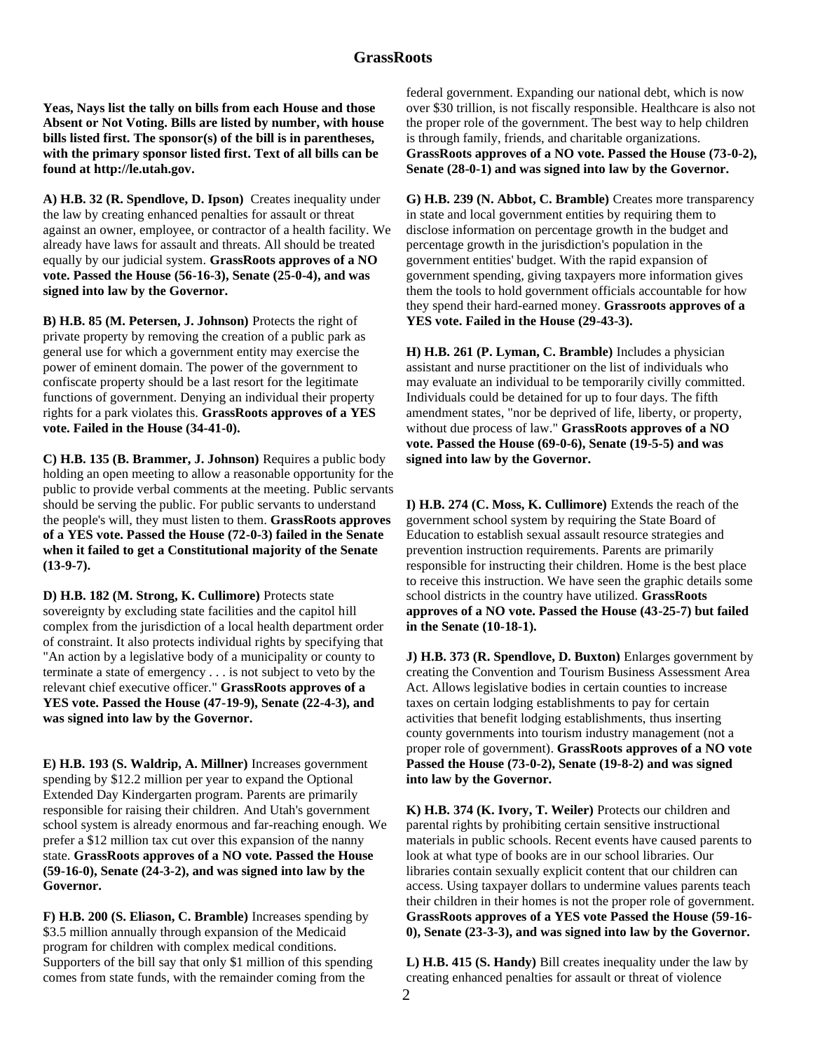**Yeas, Nays list the tally on bills from each House and those Absent or Not Voting. Bills are listed by number, with house bills listed first. The sponsor(s) of the bill is in parentheses, with the primary sponsor listed first. Text of all bills can be found at http://le.utah.gov.**

**A) H.B. 32 (R. Spendlove, D. Ipson)** Creates inequality under the law by creating enhanced penalties for assault or threat against an owner, employee, or contractor of a health facility. We already have laws for assault and threats. All should be treated equally by our judicial system. **GrassRoots approves of a NO vote. Passed the House (56-16-3), Senate (25-0-4), and was signed into law by the Governor.**

**B) H.B. 85 (M. Petersen, J. Johnson)** Protects the right of private property by removing the creation of a public park as general use for which a government entity may exercise the power of eminent domain. The power of the government to confiscate property should be a last resort for the legitimate functions of government. Denying an individual their property rights for a park violates this. **GrassRoots approves of a YES vote. Failed in the House (34-41-0).**

**C) H.B. 135 (B. Brammer, J. Johnson)** Requires a public body holding an open meeting to allow a reasonable opportunity for the public to provide verbal comments at the meeting. Public servants should be serving the public. For public servants to understand the people's will, they must listen to them. **GrassRoots approves of a YES vote. Passed the House (72-0-3) failed in the Senate when it failed to get a Constitutional majority of the Senate (13-9-7).**

**D) H.B. 182 (M. Strong, K. Cullimore)** Protects state sovereignty by excluding state facilities and the capitol hill complex from the jurisdiction of a local health department order of constraint. It also protects individual rights by specifying that "An action by a legislative body of a municipality or county to terminate a state of emergency . . . is not subject to veto by the relevant chief executive officer." **GrassRoots approves of a YES vote. Passed the House (47-19-9), Senate (22-4-3), and was signed into law by the Governor.**

**E) H.B. 193 (S. Waldrip, A. Millner)** Increases government spending by \$12.2 million per year to expand the Optional Extended Day Kindergarten program. Parents are primarily responsible for raising their children. And Utah's government school system is already enormous and far-reaching enough. We prefer a \$12 million tax cut over this expansion of the nanny state. **GrassRoots approves of a NO vote. Passed the House (59-16-0), Senate (24-3-2), and was signed into law by the Governor.**

**F) H.B. 200 (S. Eliason, C. Bramble)** Increases spending by \$3.5 million annually through expansion of the Medicaid program for children with complex medical conditions. Supporters of the bill say that only \$1 million of this spending comes from state funds, with the remainder coming from the federal government. Expanding our national debt, which is now over \$30 trillion, is not fiscally responsible. Healthcare is also not the proper role of the government. The best way to help children is through family, friends, and charitable organizations. **GrassRoots approves of a NO vote. Passed the House (73-0-2), Senate (28-0-1) and was signed into law by the Governor.**

**G) H.B. 239 (N. Abbot, C. Bramble)** Creates more transparency in state and local government entities by requiring them to disclose information on percentage growth in the budget and percentage growth in the jurisdiction's population in the government entities' budget. With the rapid expansion of government spending, giving taxpayers more information gives them the tools to hold government officials accountable for how they spend their hard-earned money. **Grassroots approves of a YES vote. Failed in the House (29-43-3).**

**H) H.B. 261 (P. Lyman, C. Bramble)** Includes a physician assistant and nurse practitioner on the list of individuals who may evaluate an individual to be temporarily civilly committed. Individuals could be detained for up to four days. The fifth amendment states, "nor be deprived of life, liberty, or property, without due process of law." **GrassRoots approves of a NO vote. Passed the House (69-0-6), Senate (19-5-5) and was signed into law by the Governor.**

**I) H.B. 274 (C. Moss, K. Cullimore)** Extends the reach of the government school system by requiring the State Board of Education to establish sexual assault resource strategies and prevention instruction requirements. Parents are primarily responsible for instructing their children. Home is the best place to receive this instruction. We have seen the graphic details some school districts in the country have utilized. **GrassRoots approves of a NO vote. Passed the House (43-25-7) but failed in the Senate (10-18-1).**

**J) H.B. 373 (R. Spendlove, D. Buxton)** Enlarges government by creating the Convention and Tourism Business Assessment Area Act. Allows legislative bodies in certain counties to increase taxes on certain lodging establishments to pay for certain activities that benefit lodging establishments, thus inserting county governments into tourism industry management (not a proper role of government). **GrassRoots approves of a NO vote Passed the House (73-0-2), Senate (19-8-2) and was signed into law by the Governor.**

**K) H.B. 374 (K. Ivory, T. Weiler)** Protects our children and parental rights by prohibiting certain sensitive instructional materials in public schools. Recent events have caused parents to look at what type of books are in our school libraries. Our libraries contain sexually explicit content that our children can access. Using taxpayer dollars to undermine values parents teach their children in their homes is not the proper role of government. **GrassRoots approves of a YES vote Passed the House (59-16-0), Senate (23-3-3), and was signed into law by the Governor.**

**L) H.B. 415 (S. Handy)** Bill creates inequality under the law by creating enhanced penalties for assault or threat of violence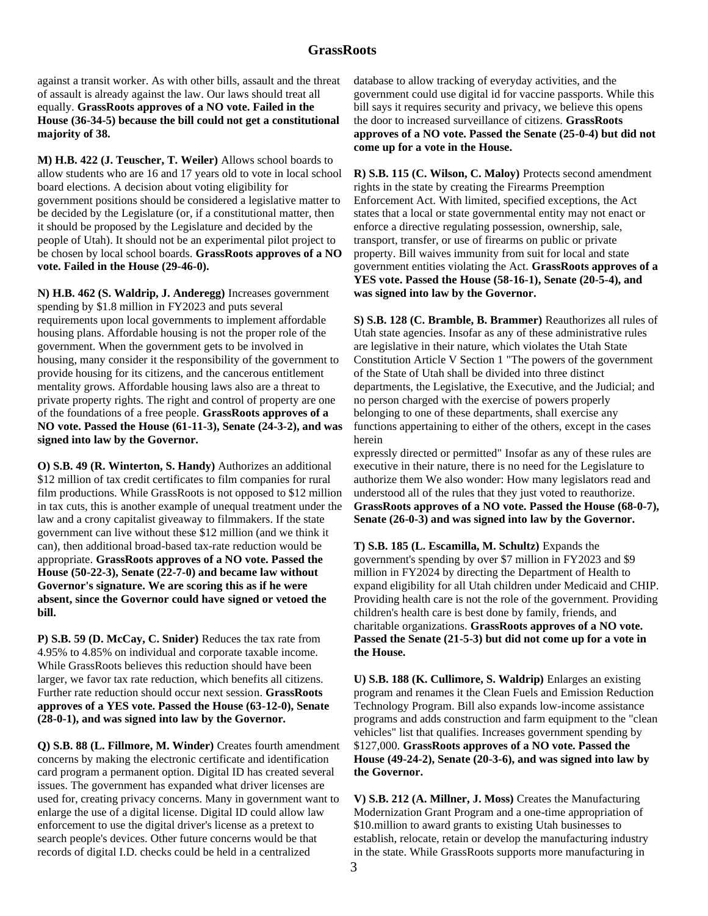against a transit worker. As with other bills, assault and the threat of assault is already against the law. Our laws should treat all equally. **GrassRoots approves of a NO vote. Failed in the House (36-34-5) because the bill could not get a constitutional majority of 38.**

**M) H.B. 422 (J. Teuscher, T. Weiler)** Allows school boards to allow students who are 16 and 17 years old to vote in local school board elections. A decision about voting eligibility for government positions should be considered a legislative matter to be decided by the Legislature (or, if a constitutional matter, then it should be proposed by the Legislature and decided by the people of Utah). It should not be an experimental pilot project to be chosen by local school boards. **GrassRoots approves of a NO vote. Failed in the House (29-46-0).**

**N) H.B. 462 (S. Waldrip, J. Anderegg)** Increases government spending by $1.8 million in FY2023 and puts several requirements upon local governments to implement affordable housing plans. Affordable housing is not the proper role of the government. When the government gets to be involved in housing, many consider it the responsibility of the government to provide housing for its citizens, and the cancerous entitlement mentality grows. Affordable housing laws also are a threat to private property rights. The right and control of property are one of the foundations of a free people. **GrassRoots approves of a NO vote. Passed the House (61-11-3), Senate (24-3-2), and was signed into law by the Governor.**

**O) S.B. 49 (R. Winterton, S. Handy)** Authorizes an additional $12 million of tax credit certificates to film companies for rural film productions. While GrassRoots is not opposed to $12 million in tax cuts, this is another example of unequal treatment under the law and a crony capitalist giveaway to filmmakers. If the state government can live without these $12 million (and we think it can), then additional broad-based tax-rate reduction would be appropriate. **GrassRoots approves of a NO vote. Passed the House (50-22-3), Senate (22-7-0) and became law without Governor's signature. We are scoring this as if he were absent, since the Governor could have signed or vetoed the bill.**

**P) S.B. 59 (D. McCay, C. Snider)** Reduces the tax rate from 4.95% to 4.85% on individual and corporate taxable income. While GrassRoots believes this reduction should have been larger, we favor tax rate reduction, which benefits all citizens. Further rate reduction should occur next session. **GrassRoots approves of a YES vote. Passed the House (63-12-0), Senate (28-0-1), and was signed into law by the Governor.**

**Q) S.B. 88 (L. Fillmore, M. Winder)** Creates fourth amendment concerns by making the electronic certificate and identification card program a permanent option. Digital ID has created several issues. The government has expanded what driver licenses are used for, creating privacy concerns. Many in government want to enlarge the use of a digital license. Digital ID could allow law enforcement to use the digital driver's license as a pretext to search people's devices. Other future concerns would be that records of digital I.D. checks could be held in a centralized database to allow tracking of everyday activities, and the government could use digital id for vaccine passports. While this bill says it requires security and privacy, we believe this opens the door to increased surveillance of citizens. **GrassRoots approves of a NO vote. Passed the Senate (25-0-4) but did not come up for a vote in the House.**

**R) S.B. 115 (C. Wilson, C. Maloy)** Protects second amendment rights in the state by creating the Firearms Preemption Enforcement Act. With limited, specified exceptions, the Act states that a local or state governmental entity may not enact or enforce a directive regulating possession, ownership, sale, transport, transfer, or use of firearms on public or private property. Bill waives immunity from suit for local and state government entities violating the Act. **GrassRoots approves of a YES vote. Passed the House (58-16-1), Senate (20-5-4), and was signed into law by the Governor.**

**S) S.B. 128 (C. Bramble, B. Brammer)** Reauthorizes all rules of Utah state agencies. Insofar as any of these administrative rules are legislative in their nature, which violates the Utah State Constitution Article V Section 1 "The powers of the government of the State of Utah shall be divided into three distinct departments, the Legislative, the Executive, and the Judicial; and no person charged with the exercise of powers properly belonging to one of these departments, shall exercise any functions appertaining to either of the others, except in the cases herein expressly directed or permitted" Insofar as any of these rules are executive in their nature, there is no need for the Legislature to authorize them We also wonder: How many legislators read and understood all of the rules that they just voted to reauthorize. **GrassRoots approves of a NO vote. Passed the House (68-0-7), Senate (26-0-3) and was signed into law by the Governor.**

**T) S.B. 185 (L. Escamilla, M. Schultz)** Expands the government's spending by over $7 million in FY2023 and $9 million in FY2024 by directing the Department of Health to expand eligibility for all Utah children under Medicaid and CHIP. Providing health care is not the role of the government. Providing children's health care is best done by family, friends, and charitable organizations. **GrassRoots approves of a NO vote. Passed the Senate (21-5-3) but did not come up for a vote in the House.**

**U) S.B. 188 (K. Cullimore, S. Waldrip)** Enlarges an existing program and renames it the Clean Fuels and Emission Reduction Technology Program. Bill also expands low-income assistance programs and adds construction and farm equipment to the "clean vehicles" list that qualifies. Increases government spending by $127,000. **GrassRoots approves of a NO vote. Passed the House (49-24-2), Senate (20-3-6), and was signed into law by the Governor.**

**V) S.B. 212 (A. Millner, J. Moss)** Creates the Manufacturing Modernization Grant Program and a one-time appropriation of $10.million to award grants to existing Utah businesses to establish, relocate, retain or develop the manufacturing industry in the state. While GrassRoots supports more manufacturing in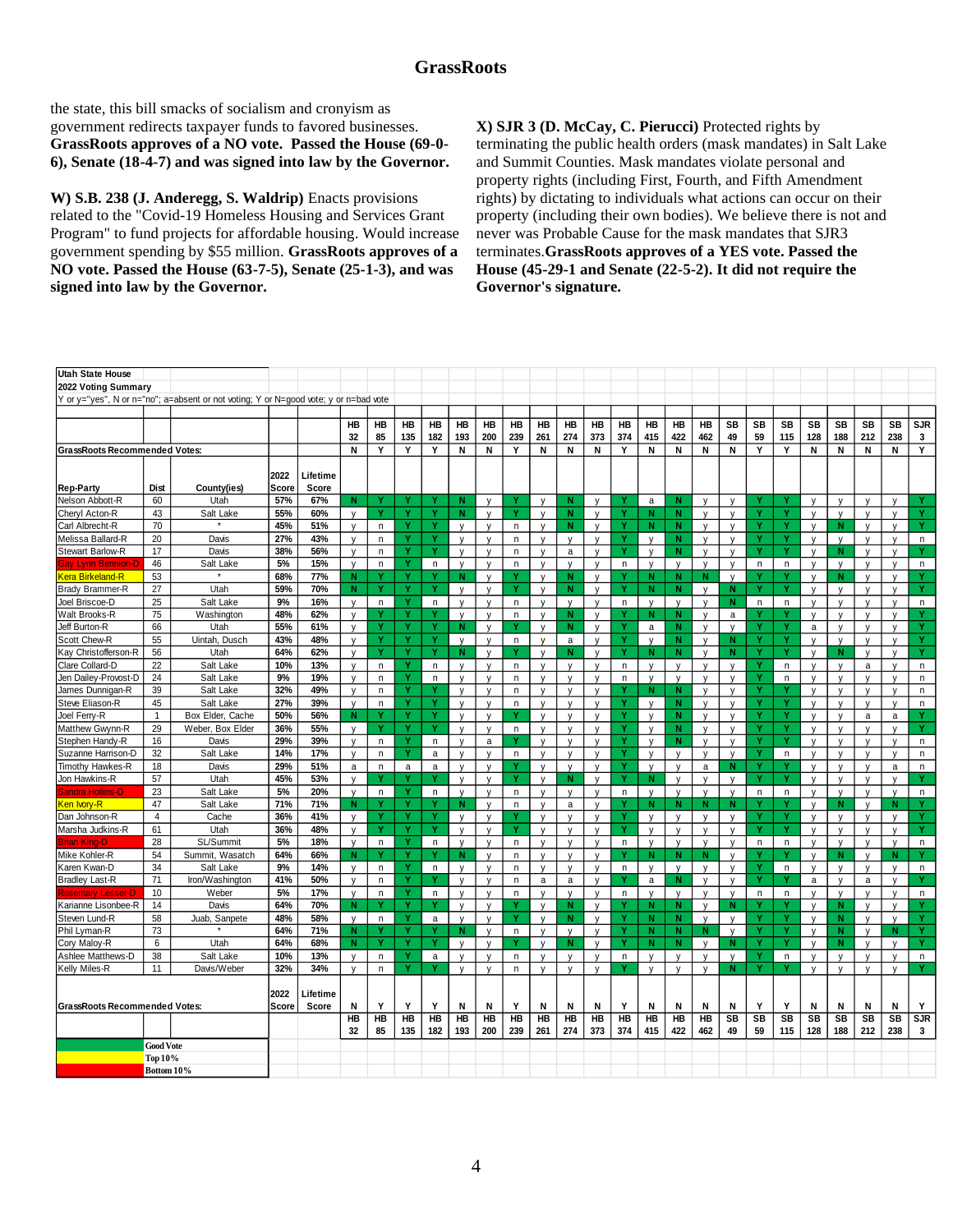the state, this bill smacks of socialism and cronyism as government redirects taxpayer funds to favored businesses. **GrassRoots approves of a NO vote. Passed the House (69-0-6), Senate (18-4-7) and was signed into law by the Governor.**

**W) S.B. 238 (J. Anderegg, S. Waldrip)** Enacts provisions related to the "Covid-19 Homeless Housing and Services Grant Program" to fund projects for affordable housing. Would increase government spending by $55 million. **GrassRoots approves of a NO vote. Passed the House (63-7-5), Senate (25-1-3), and was signed into law by the Governor.**

**X) SJR 3 (D. McCay, C. Pierucci)** Protected rights by terminating the public health orders (mask mandates) in Salt Lake and Summit Counties. Mask mandates violate personal and property rights (including First, Fourth, and Fifth Amendment rights) by dictating to individuals what actions can occur on their property (including their own bodies). We believe there is not and never was Probable Cause for the mask mandates that SJR3 terminates.**GrassRoots approves of a YES vote. Passed the House (45-29-1 and Senate (22-5-2). It did not require the Governor's signature.**

**Utah State House**
**2022 Voting Summary**
Y or y="yes", N or n="no"; a=absent or not voting; Y or N=good vote; y or n=bad vote

| Rep-Party | Dist | County(ies) | 2022 Score | Lifetime Score | HB 32 | HB 85 | HB 135 | HB 182 | HB 193 | HB 200 | HB 239 | HB 261 | HB 274 | HB 373 | HB 374 | HB 415 | HB 422 | HB 462 | SB 49 | SB 59 | SB 115 | SB 128 | SB 188 | SB 212 | SB 238 | SJR 3 |
|---|---|---|---|---|---|---|---|---|---|---|---|---|---|---|---|---|---|---|---|---|---|---|---|---|---|---|
| GrassRoots Recommended Votes: | | | | | N | Y | Y | Y | N | N | Y | N | N | N | Y | N | N | N | N | Y | Y | N | N | N | N | Y |
| Nelson Abbott-R | 60 | Utah | 57% | 67% | N | Y | Y | Y | N | y | Y | y | N | y | Y | a | N | y | y | Y | Y | y | y | y | y | Y |
| Cheryl Acton-R | 43 | Salt Lake | 55% | 60% | y | Y | Y | Y | N | y | Y | y | N | y | Y | N | N | y | y | Y | Y | y | y | y | y | Y |
| Carl Albrecht-R | 70 | * | 45% | 51% | y | n | Y | Y | y | y | n | y | N | y | Y | N | N | y | y | Y | Y | y | N | y | y | Y |
| Melissa Ballard-R | 20 | Davis | 27% | 43% | y | n | Y | Y | y | y | n | y | y | y | Y | y | N | y | y | Y | Y | y | y | y | y | n |
| Stewart Barlow-R | 17 | Davis | 38% | 56% | y | n | Y | Y | y | y | n | y | a | y | Y | y | N | y | y | Y | Y | y | N | y | y | Y |
| Gay Lynn Bennion-D | 46 | Salt Lake | 5% | 15% | y | n | Y | n | y | y | n | y | y | y | n | y | y | y | y | n | n | y | y | y | y | n |
| Kera Birkeland-R | 53 | * | 68% | 77% | N | Y | Y | Y | N | y | Y | y | N | y | Y | N | N | N | y | Y | Y | y | N | y | y | Y |
| Brady Brammer-R | 27 | Utah | 59% | 70% | N | Y | Y | Y | y | y | Y | y | N | y | Y | N | N | y | N | Y | Y | y | y | y | y | Y |
| Joel Briscoe-D | 25 | Salt Lake | 9% | 16% | y | n | Y | n | y | y | n | y | y | y | n | y | y | y | N | n | n | y | y | y | y | n |
| Walt Brooks-R | 75 | Washington | 48% | 62% | y | Y | Y | Y | y | y | n | y | N | y | Y | N | N | y | a | Y | Y | y | y | y | y | Y |
| Jeff Burton-R | 66 | Utah | 55% | 61% | y | Y | Y | Y | N | y | Y | y | N | y | Y | a | N | y | y | Y | Y | a | y | y | y | Y |
| Scott Chew-R | 55 | Uintah, Dusch | 43% | 48% | y | Y | Y | Y | y | y | n | y | a | y | Y | y | N | y | N | Y | Y | y | y | y | y | Y |
| Kay Christofferson-R | 56 | Utah | 64% | 62% | y | Y | Y | Y | N | y | Y | y | N | y | Y | N | N | y | N | Y | Y | y | N | y | y | Y |
| Clare Collard-D | 22 | Salt Lake | 10% | 13% | y | n | Y | n | y | y | n | y | y | y | n | y | y | y | y | Y | n | y | y | a | y | n |
| Jen Dailey-Provost-D | 24 | Salt Lake | 9% | 19% | y | n | Y | n | y | y | n | y | y | y | n | y | y | y | y | Y | n | y | y | y | y | n |
| James Dunnigan-R | 39 | Salt Lake | 32% | 49% | y | n | Y | Y | y | y | n | y | y | y | Y | N | N | y | y | Y | Y | y | y | y | y | n |
| Steve Eliason-R | 45 | Salt Lake | 27% | 39% | y | n | Y | Y | y | y | n | y | y | y | Y | y | N | y | y | Y | Y | y | y | y | y | n |
| Joel Ferry-R | 1 | Box Elder, Cache | 50% | 56% | N | Y | Y | Y | y | y | Y | y | y | y | Y | y | N | y | y | Y | Y | y | y | a | a | Y |
| Matthew Gwynn-R | 29 | Weber, Box Elder | 36% | 55% | y | Y | Y | Y | y | y | n | y | y | y | Y | y | N | y | y | Y | Y | y | y | y | y | Y |
| Stephen Handy-R | 16 | Davis | 29% | 39% | y | n | Y | n | y | a | Y | y | y | y | Y | y | N | y | y | Y | Y | y | y | y | y | n |
| Suzanne Harrison-D | 32 | Salt Lake | 14% | 17% | y | n | Y | a | y | y | n | y | y | y | Y | y | y | y | y | Y | n | y | y | y | y | n |
| Timothy Hawkes-R | 18 | Davis | 29% | 51% | a | n | a | a | y | y | Y | y | y | y | Y | y | y | a | N | Y | Y | y | y | y | a | n |
| Jon Hawkins-R | 57 | Utah | 45% | 53% | y | Y | Y | Y | y | y | Y | y | N | y | Y | N | y | y | y | Y | Y | y | y | y | y | Y |
| Sandra Hollins-D | 23 | Salt Lake | 5% | 20% | y | n | Y | n | y | y | n | y | y | y | n | y | y | y | y | n | n | y | y | y | y | n |
| Ken Ivory-R | 47 | Salt Lake | 71% | 71% | N | Y | Y | Y | N | y | n | y | a | y | Y | N | N | N | N | Y | Y | y | N | y | N | Y |
| Dan Johnson-R | 4 | Cache | 36% | 41% | y | Y | Y | Y | y | y | Y | y | y | y | Y | y | y | y | y | Y | Y | y | y | y | y | Y |
| Marsha Judkins-R | 61 | Utah | 36% | 48% | y | Y | Y | Y | y | y | Y | y | y | y | Y | y | y | y | y | Y | Y | y | y | y | y | Y |
| Brian King-D | 28 | SL/Summit | 5% | 18% | y | n | Y | n | y | y | n | y | y | y | n | y | y | y | y | n | n | y | y | y | y | n |
| Mike Kohler-R | 54 | Summit, Wasatch | 64% | 66% | N | Y | Y | Y | N | y | Y | y | y | y | Y | N | N | N | y | Y | Y | y | N | y | N | Y |
| Karen Kwan-D | 34 | Salt Lake | 9% | 14% | y | n | Y | n | y | y | n | y | y | y | n | y | y | y | y | Y | n | y | y | y | y | n |
| Bradley Last-R | 71 | Iron/Washington | 41% | 50% | y | n | Y | Y | y | y | n | a | a | y | Y | a | N | y | y | Y | Y | a | y | a | y | Y |
| Rosemary Lesser-D | 10 | Weber | 5% | 17% | y | n | Y | n | y | y | n | y | y | y | n | y | y | y | y | n | n | y | y | y | y | n |
| Karianne Lisonbee-R | 14 | Davis | 64% | 70% | N | Y | Y | Y | y | y | Y | y | N | y | Y | N | N | y | N | Y | Y | y | N | y | y | Y |
| Steven Lund-R | 58 | Juab, Sanpete | 48% | 58% | y | n | Y | a | y | y | Y | y | N | y | Y | N | N | y | y | Y | Y | y | N | y | y | Y |
| Phil Lyman-R | 73 | * | 64% | 71% | N | Y | Y | Y | N | y | n | y | y | y | Y | N | N | N | y | Y | Y | y | N | y | N | Y |
| Cory Maloy-R | 6 | Utah | 64% | 68% | N | Y | Y | Y | y | y | Y | y | N | y | Y | N | N | y | N | Y | Y | y | N | y | y | Y |
| Ashlee Matthews-D | 38 | Salt Lake | 10% | 13% | y | n | Y | a | y | y | n | y | y | y | n | y | y | y | y | Y | n | y | y | y | y | n |
| Kelly Miles-R | 11 | Davis/Weber | 32% | 34% | y | n | Y | Y | y | y | n | y | y | y | Y | y | y | y | N | Y | Y | y | y | y | y | Y |
| GrassRoots Recommended Votes: | | | 2022 Score | Lifetime Score | N | Y | Y | Y | N | N | Y | N | N | N | Y | N | N | N | N | Y | Y | N | N | N | N | Y |
| | | | | | HB 32 | HB 85 | HB 135 | HB 182 | HB 193 | HB 200 | HB 239 | HB 261 | HB 274 | HB 373 | HB 374 | HB 415 | HB 422 | HB 462 | SB 49 | SB 59 | SB 115 | SB 128 | SB 188 | SB 212 | SB 238 | SJR 3 |

Legend: Good Vote (green); Top 10% (yellow); Bottom 10% (red)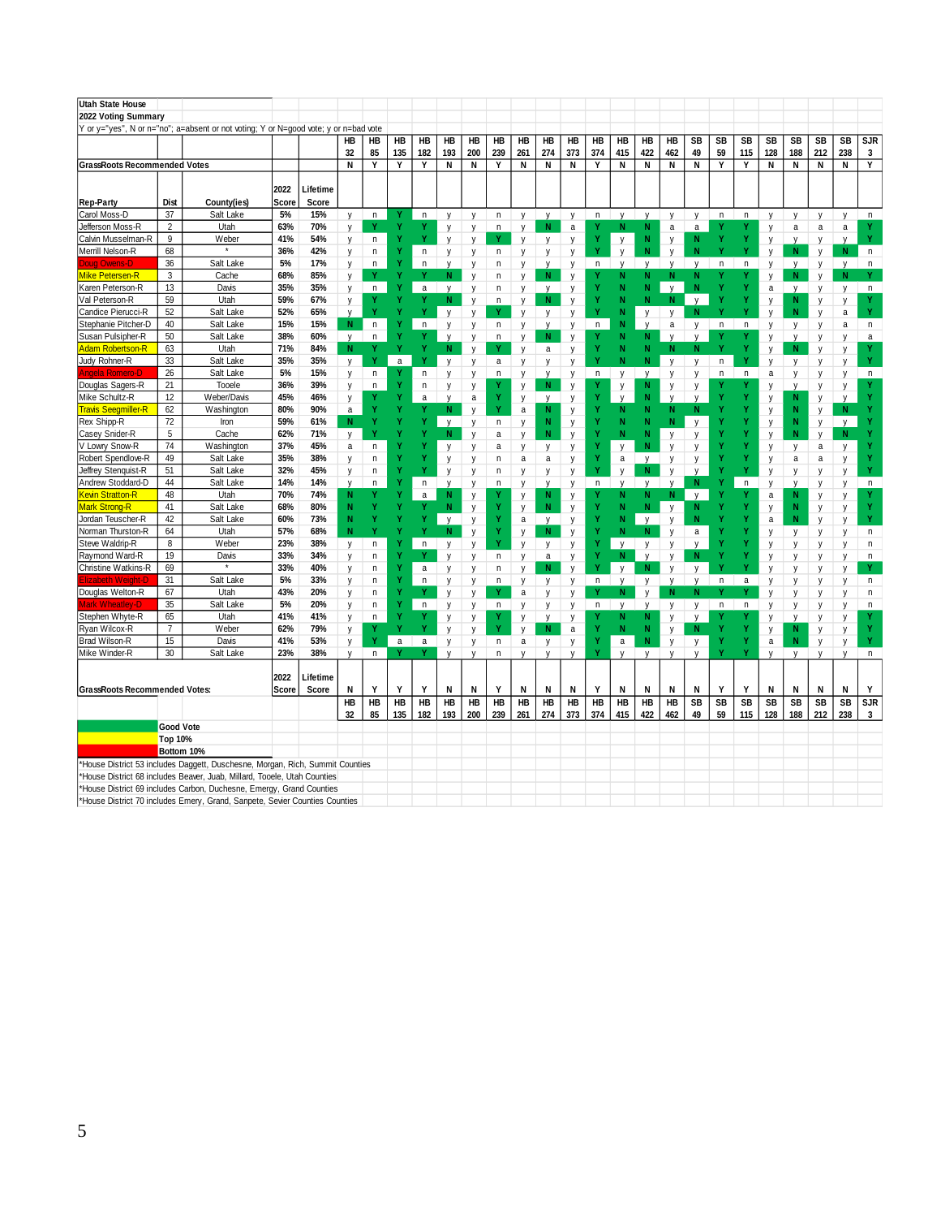**Utah State House**

**2022 Voting Summary**

Y or y="yes", N or n="no"; a=absent or not voting; Y or N=good vote; y or n=bad vote

| Rep-Party | Dist | County(ies) | 2022 Score | Lifetime Score | HB 32 | HB 85 | HB 135 | HB 182 | HB 193 | HB 200 | HB 239 | HB 261 | HB 274 | HB 373 | HB 374 | HB 415 | HB 422 | HB 462 | SB 49 | SB 59 | SB 115 | SB 128 | SB 188 | SB 212 | SB 238 | SJR 3 |
|---|---|---|---|---|---|---|---|---|---|---|---|---|---|---|---|---|---|---|---|---|---|---|---|---|---|---|
| **GrassRoots Recommended Votes** | | | | | N | Y | Y | Y | N | N | Y | N | N | N | Y | N | N | N | N | Y | Y | N | N | N | N | Y |
| Carol Moss-D | 37 | Salt Lake | 5% | 15% | y | n | Y | n | y | y | n | y | y | y | n | y | y | y | y | n | n | y | y | y | y | n |
| Jefferson Moss-R | 2 | Utah | 63% | 70% | y | Y | Y | Y | y | y | n | y | N | a | Y | N | N | a | a | Y | Y | y | a | a | a | Y |
| Calvin Musselman-R | 9 | Weber | 41% | 54% | y | n | Y | Y | y | y | Y | y | y | y | Y | y | N | y | N | Y | Y | y | y | y | y | Y |
| Merrill Nelson-R | 68 | * | 36% | 42% | y | n | Y | n | y | y | n | y | y | y | Y | y | N | y | N | Y | Y | y | N | y | N | n |
| Doug Owens-D | 36 | Salt Lake | 5% | 17% | y | n | Y | n | y | y | n | y | y | y | n | y | y | y | y | n | n | y | y | y | y | n |
| Mike Petersen-R | 3 | Cache | 68% | 85% | y | Y | Y | Y | N | y | n | y | N | y | Y | N | N | N | N | Y | Y | y | N | y | N | Y |
| Karen Peterson-R | 13 | Davis | 35% | 35% | y | n | Y | a | y | y | n | y | y | y | Y | N | N | y | N | Y | Y | a | y | y | y | n |
| Val Peterson-R | 59 | Utah | 59% | 67% | y | Y | Y | Y | N | y | n | y | N | y | Y | N | N | N | y | Y | Y | y | N | y | y | Y |
| Candice Pierucci-R | 52 | Salt Lake | 52% | 65% | y | Y | Y | Y | y | y | Y | y | y | y | Y | N | y | y | N | Y | Y | y | N | y | a | Y |
| Stephanie Pitcher-D | 40 | Salt Lake | 15% | 15% | N | n | Y | n | y | y | n | y | y | y | n | N | y | a | y | n | n | y | y | y | a | n |
| Susan Pulsipher-R | 50 | Salt Lake | 38% | 60% | y | n | Y | Y | y | y | n | y | N | y | Y | N | N | y | y | Y | Y | y | y | y | y | a |
| Adam Robertson-R | 63 | Utah | 71% | 84% | N | Y | Y | Y | N | y | Y | y | a | y | Y | N | N | N | N | Y | Y | y | N | y | y | Y |
| Judy Rohner-R | 33 | Salt Lake | 35% | 35% | y | Y | a | Y | y | y | a | y | y | y | Y | N | N | y | y | n | Y | y | y | y | y | Y |
| Angela Romero-D | 26 | Salt Lake | 5% | 15% | y | n | Y | n | y | y | n | y | y | y | n | y | y | y | y | n | n | a | y | y | y | n |
| Douglas Sagers-R | 21 | Tooele | 36% | 39% | y | n | Y | n | y | y | Y | y | N | y | Y | y | N | y | y | Y | Y | y | y | y | y | Y |
| Mike Schultz-R | 12 | Weber/Davis | 45% | 46% | y | Y | Y | a | y | a | Y | y | y | y | Y | y | N | y | y | Y | Y | y | N | y | y | Y |
| Travis Seegmiller-R | 62 | Washington | 80% | 90% | a | Y | Y | Y | N | y | Y | a | N | y | Y | N | N | N | N | Y | Y | y | N | y | N | Y |
| Rex Shipp-R | 72 | Iron | 59% | 61% | N | Y | Y | Y | y | y | n | y | N | y | Y | N | N | N | y | Y | Y | y | N | y | y | Y |
| Casey Snider-R | 5 | Cache | 62% | 71% | y | Y | Y | Y | N | y | a | y | N | y | Y | N | N | y | y | Y | Y | y | N | y | N | Y |
| V Lowry Snow-R | 74 | Washington | 37% | 45% | a | n | Y | Y | y | y | a | y | y | y | Y | y | N | y | y | Y | Y | y | y | a | y | Y |
| Robert Spendlove-R | 49 | Salt Lake | 35% | 38% | y | n | Y | Y | y | y | n | a | a | y | Y | a | y | y | y | Y | Y | y | a | a | y | Y |
| Jeffrey Stenquist-R | 51 | Salt Lake | 32% | 45% | y | n | Y | Y | y | y | n | y | y | y | Y | y | N | y | y | Y | Y | y | y | y | y | Y |
| Andrew Stoddard-D | 44 | Salt Lake | 14% | 14% | y | n | Y | n | y | y | n | y | y | y | n | y | y | y | N | Y | n | y | y | y | y | n |
| Kevin Stratton-R | 48 | Utah | 70% | 74% | N | Y | Y | a | N | y | Y | y | N | y | Y | N | N | N | y | Y | Y | a | N | y | y | Y |
| Mark Strong-R | 41 | Salt Lake | 68% | 80% | N | Y | Y | Y | N | y | Y | y | N | y | Y | N | N | y | N | Y | Y | y | N | y | y | Y |
| Jordan Teuscher-R | 42 | Salt Lake | 60% | 73% | N | Y | Y | Y | y | y | Y | a | y | y | Y | N | y | y | N | Y | Y | a | N | y | y | Y |
| Norman Thurston-R | 64 | Utah | 57% | 68% | N | Y | Y | Y | N | y | Y | y | N | y | Y | N | N | y | a | Y | Y | y | y | y | y | n |
| Steve Waldrip-R | 8 | Weber | 23% | 38% | y | n | Y | n | y | y | Y | y | y | y | Y | y | y | y | y | Y | Y | y | y | y | y | n |
| Raymond Ward-R | 19 | Davis | 33% | 34% | y | n | Y | Y | y | y | n | y | a | y | Y | N | y | y | N | Y | Y | y | y | y | y | n |
| Christine Watkins-R | 69 | * | 33% | 40% | y | n | Y | a | y | y | n | y | N | y | Y | y | N | y | y | Y | Y | y | y | y | y | Y |
| Elizabeth Weight-D | 31 | Salt Lake | 5% | 33% | y | n | Y | n | y | y | n | y | y | y | n | y | y | y | y | n | a | y | y | y | y | n |
| Douglas Welton-R | 67 | Utah | 43% | 20% | y | n | Y | Y | y | y | Y | a | y | y | Y | N | y | N | N | Y | Y | y | y | y | y | n |
| Mark Wheatley-D | 35 | Salt Lake | 5% | 20% | y | n | Y | n | y | y | n | y | y | y | n | y | y | y | y | n | n | y | y | y | y | n |
| Stephen Whyte-R | 65 | Utah | 41% | 41% | y | n | Y | Y | y | y | Y | y | y | y | Y | N | N | y | y | Y | Y | y | y | y | y | Y |
| Ryan Wilcox-R | 7 | Weber | 62% | 79% | y | Y | Y | Y | y | y | Y | y | N | a | Y | N | N | y | N | Y | Y | y | N | y | y | Y |
| Brad Wilson-R | 15 | Davis | 41% | 53% | y | Y | a | a | y | y | n | a | y | y | Y | a | N | y | y | Y | Y | a | N | y | y | Y |
| Mike Winder-R | 30 | Salt Lake | 23% | 38% | y | n | Y | Y | y | y | n | y | y | y | Y | y | y | y | y | Y | Y | y | y | y | y | n |
| **GrassRoots Recommended Votes:** | | | 2022 Score | Lifetime Score | N | Y | Y | Y | N | N | Y | N | N | N | Y | N | N | N | N | Y | Y | N | N | N | N | Y |
| | | | | | HB 32 | HB 85 | HB 135 | HB 182 | HB 193 | HB 200 | HB 239 | HB 261 | HB 274 | HB 373 | HB 374 | HB 415 | HB 422 | HB 462 | SB 49 | SB 59 | SB 115 | SB 128 | SB 188 | SB 212 | SB 238 | SJR 3 |

Legend:
- Green: Good Vote
- Yellow: Top 10%
- Red: Bottom 10%

*House District 53 includes Daggett, Duschesne, Morgan, Rich, Summit Counties

*House District 68 includes Beaver, Juab, Millard, Tooele, Utah Counties

*House District 69 includes Carbon, Duchesne, Emergy, Grand Counties

*House District 70 includes Emery, Grand, Sanpete, Sevier Counties Counties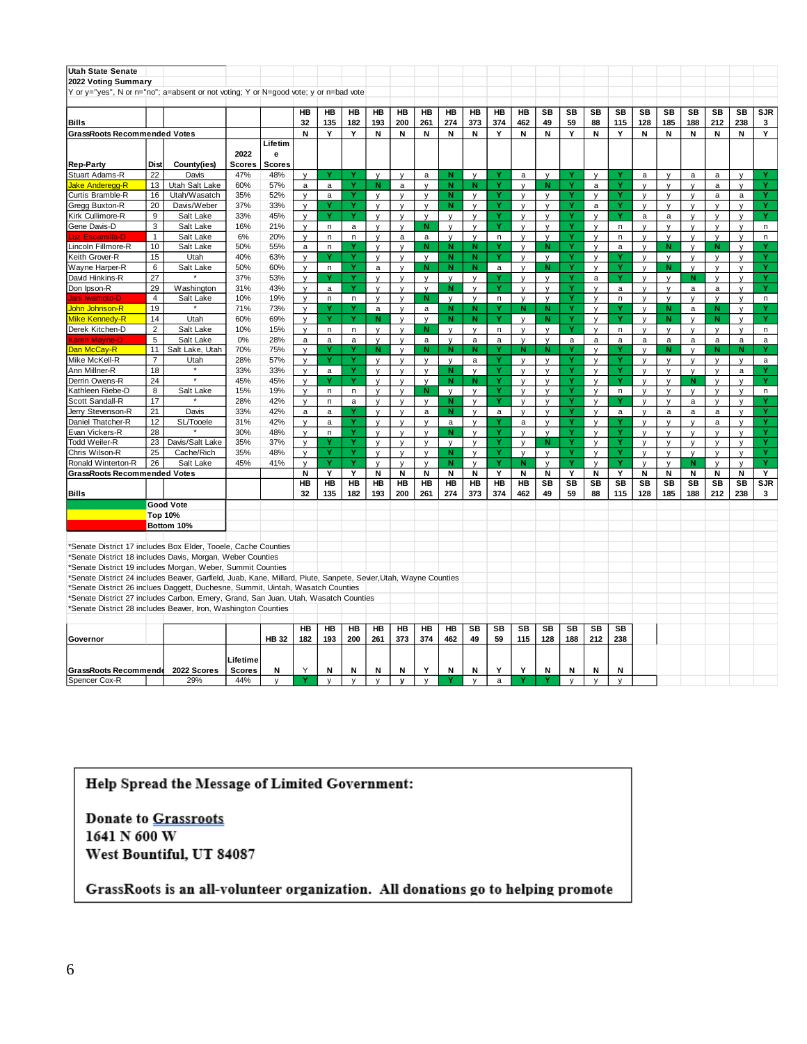**Utah State Senate**

**2022 Voting Summary**

Y or y="yes", N or n="no"; a=absent or not voting; Y or N=good vote; y or n=bad vote

| Bills | | | | HB 32 | HB 135 | HB 182 | HB 193 | HB 200 | HB 261 | HB 274 | HB 373 | HB 374 | HB 462 | SB 49 | SB 59 | SB 88 | SB 115 | SB 128 | SB 185 | SB 188 | SB 212 | SB 238 | SJR 3 |
|---|---|---|---|---|---|---|---|---|---|---|---|---|---|---|---|---|---|---|---|---|---|---|---|
| **GrassRoots Recommended Votes** | | | | N | Y | Y | N | N | N | N | N | Y | N | N | Y | N | Y | N | N | N | N | N | Y |
| **Rep-Party** | **Dist** | **County(ies)** | **2022 Scores** | **Lifetime Scores** | | | | | | | | | | | | | | | | | | | |
| Stuart Adams-R | 22 | Davis | 47% | 48% | y | Y | Y | y | y | a | N | y | Y | a | y | Y | y | Y | a | y | a | a | y | Y |
| Jake Anderegg-R | 13 | Utah Salt Lake | 60% | 57% | a | a | Y | N | a | y | N | N | Y | y | N | Y | a | Y | y | y | y | a | y | Y |
| Curtis Bramble-R | 16 | Utah/Wasatch | 35% | 52% | y | a | Y | y | y | y | N | y | Y | y | y | Y | y | Y | y | y | y | a | a | Y |
| Gregg Buxton-R | 20 | Davis/Weber | 37% | 33% | y | Y | Y | y | y | y | N | y | Y | y | y | Y | a | Y | y | y | y | y | y | Y |
| Kirk Cullimore-R | 9 | Salt Lake | 33% | 45% | y | Y | Y | y | y | y | y | y | Y | y | y | Y | y | Y | a | a | y | y | y | Y |
| Gene Davis-D | 3 | Salt Lake | 16% | 21% | y | n | a | y | y | N | y | y | Y | y | y | Y | y | n | y | y | y | y | y | n |
| Luz Escamilla-D | 1 | Salt Lake | 6% | 20% | y | n | n | y | a | a | y | y | n | y | y | Y | y | n | y | y | y | y | y | n |
| Lincoln Fillmore-R | 10 | Salt Lake | 50% | 55% | a | n | Y | y | y | N | N | N | Y | y | N | Y | y | a | y | N | y | N | y | Y |
| Keith Grover-R | 15 | Utah | 40% | 63% | y | Y | Y | y | y | y | N | N | Y | y | y | Y | y | Y | y | y | y | y | y | Y |
| Wayne Harper-R | 6 | Salt Lake | 50% | 60% | y | n | Y | a | y | N | N | N | a | y | N | Y | y | Y | y | N | y | y | y | Y |
| David Hinkins-R | 27 | * | 37% | 53% | y | Y | Y | y | y | y | y | y | Y | y | y | Y | a | Y | y | y | N | y | y | Y |
| Don Ipson-R | 29 | Washington | 31% | 43% | y | a | Y | y | y | y | N | y | Y | y | y | Y | y | a | y | y | a | a | y | Y |
| Jani Iwamoto-D | 4 | Salt Lake | 10% | 19% | y | n | n | y | y | N | y | y | n | y | y | Y | y | n | y | y | y | y | y | n |
| John Johnson-R | 19 | * | 71% | 73% | y | Y | Y | a | y | a | N | N | Y | N | N | Y | y | Y | y | N | a | N | y | Y |
| Mike Kennedy-R | 14 | Utah | 60% | 69% | y | Y | Y | N | y | y | N | N | Y | y | N | Y | y | Y | y | N | y | N | y | Y |
| Derek Kitchen-D | 2 | Salt Lake | 10% | 15% | y | n | n | y | y | N | y | y | n | y | y | Y | y | n | y | y | y | y | y | n |
| Karen Mayne-D | 5 | Salt Lake | 0% | 28% | a | a | a | y | y | a | y | a | a | y | y | a | a | a | a | a | a | a | a | a |
| Dan McCay-R | 11 | Salt Lake, Utah | 70% | 75% | y | Y | Y | N | y | N | N | N | Y | N | N | Y | y | Y | y | N | y | N | N | Y |
| Mike McKell-R | 7 | Utah | 28% | 57% | y | Y | Y | y | y | y | y | a | Y | y | y | Y | y | Y | y | y | y | y | y | a |
| Ann Millner-R | 18 | * | 33% | 33% | y | a | Y | y | y | y | N | y | Y | y | y | Y | y | Y | y | y | y | y | a | Y |
| Derrin Owens-R | 24 | * | 45% | 45% | y | Y | Y | y | y | y | N | N | Y | y | y | Y | y | Y | y | y | N | y | y | Y |
| Kathleen Riebe-D | 8 | Salt Lake | 15% | 19% | y | n | n | y | y | N | y | y | Y | y | y | Y | y | n | y | y | y | y | y | n |
| Scott Sandall-R | 17 | * | 28% | 42% | y | n | a | y | y | y | N | y | Y | y | y | Y | y | Y | y | y | a | y | y | Y |
| Jerry Stevenson-R | 21 | Davis | 33% | 42% | a | a | Y | y | y | a | N | y | a | y | y | Y | y | a | y | a | a | a | y | Y |
| Daniel Thatcher-R | 12 | SL/Tooele | 31% | 42% | y | a | Y | y | y | y | a | y | Y | a | y | Y | y | Y | y | y | y | a | y | Y |
| Evan Vickers-R | 28 | * | 30% | 48% | y | n | Y | y | y | y | N | y | Y | y | y | Y | y | Y | y | y | y | y | y | Y |
| Todd Weiler-R | 23 | Davis/Salt Lake | 35% | 37% | y | Y | Y | y | y | y | y | y | Y | y | N | Y | y | Y | y | y | y | y | y | Y |
| Chris Wilson-R | 25 | Cache/Rich | 35% | 48% | y | Y | Y | y | y | y | N | y | Y | y | y | Y | y | Y | y | y | y | y | y | Y |
| Ronald Winterton-R | 26 | Salt Lake | 45% | 41% | y | Y | Y | y | y | y | N | y | Y | N | y | Y | y | Y | y | y | N | y | y | Y |
| **GrassRoots Recommended Votes** | | | | | N | Y | Y | N | N | N | N | N | Y | N | N | Y | N | Y | N | N | N | N | N | Y |
| **Bills** | | | | | HB 32 | HB 135 | HB 182 | HB 193 | HB 200 | HB 261 | HB 274 | HB 373 | HB 374 | HB 462 | SB 49 | SB 59 | SB 88 | SB 115 | SB 128 | SB 185 | SB 188 | SB 212 | SB 238 | SJR 3 |

| Legend | |
|---|---|
| (green) | Good Vote |
| (yellow) | Top 10% |
| (red) | Bottom 10% |

*Senate District 17 includes Box Elder, Tooele, Cache Counties
*Senate District 18 includes Davis, Morgan, Weber Counties
*Senate District 19 includes Morgan, Weber, Summit Counties
*Senate District 24 includes Beaver, Garfield, Juab, Kane, Millard, Piute, Sanpete, Sevier,Utah, Wayne Counties
*Senate District 26 inclues Daggett, Duchesne, Summit, Uintah, Wasatch Counties
*Senate District 27 includes Carbon, Emery, Grand, San Juan, Utah, Wasatch Counties
*Senate District 28 includes Beaver, Iron, Washington Counties

| Governor | | | | HB 32 | HB 182 | HB 193 | HB 200 | HB 261 | HB 373 | HB 374 | HB 462 | SB 49 | SB 59 | SB 115 | SB 128 | SB 188 | SB 212 | SB 238 |
|---|---|---|---|---|---|---|---|---|---|---|---|---|---|---|---|---|---|---|
| **GrassRoots Recommended Votes** | **2022 Scores** | **Lifetime Scores** | | N | Y | N | N | N | N | Y | N | N | Y | Y | N | N | N | N |
| Spencer Cox-R | 29% | 44% | | y | Y | y | y | y | y | y | Y | y | a | Y | Y | y | y | y |

**Help Spread the Message of Limited Government:**

**Donate to Grassroots**
**1641 N 600 W**
**West Bountiful, UT 84087**

**GrassRoots is an all-volunteer organization. All donations go to helping promote**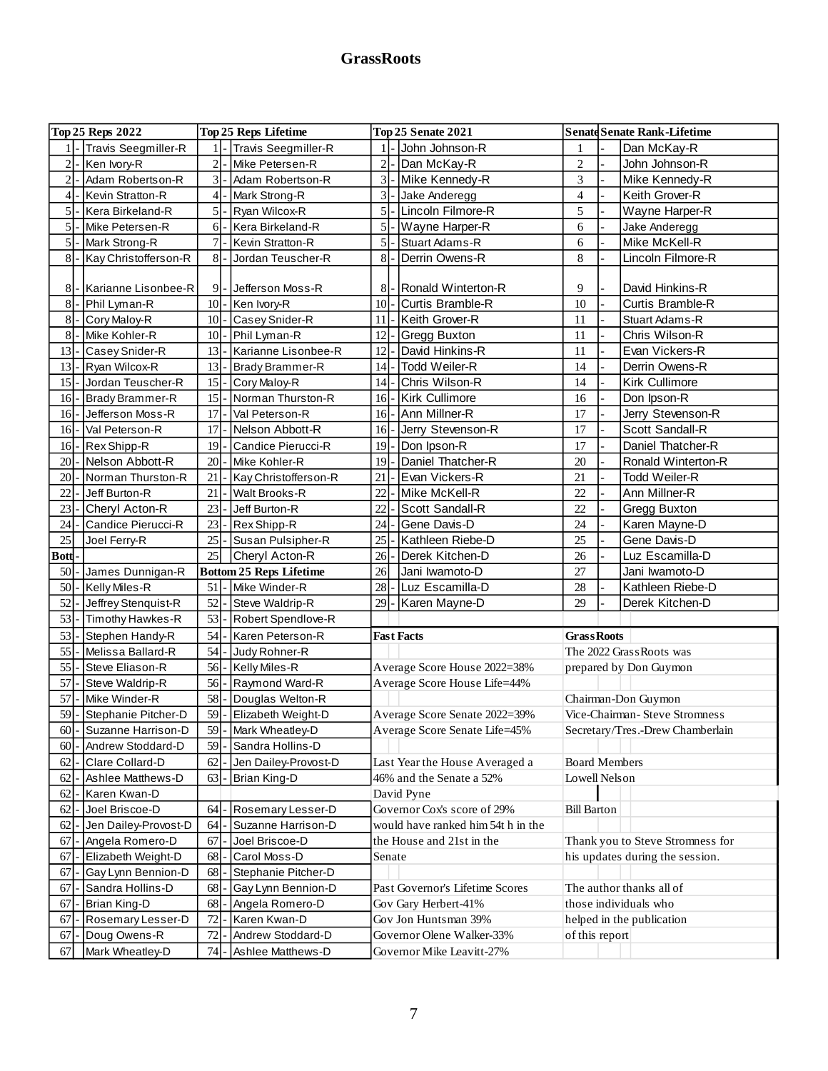# GrassRoots

| Top 25 Reps 2022 | | Top 25 Reps Lifetime | | Top 25 Senate 2021 | | Senate | Senate Rank-Lifetime |
|---|---|---|---|---|---|---|---|
| 1 | Travis Seegmiller-R | 1 | Travis Seegmiller-R | 1 | John Johnson-R | 1 | Dan McKay-R |
| 2 | Ken Ivory-R | 2 | Mike Petersen-R | 2 | Dan McKay-R | 2 | John Johnson-R |
| 2 | Adam Robertson-R | 3 | Adam Robertson-R | 3 | Mike Kennedy-R | 3 | Mike Kennedy-R |
| 4 | Kevin Stratton-R | 4 | Mark Strong-R | 3 | Jake Anderegg | 4 | Keith Grover-R |
| 5 | Kera Birkeland-R | 5 | Ryan Wilcox-R | 5 | Lincoln Filmore-R | 5 | Wayne Harper-R |
| 5 | Mike Petersen-R | 6 | Kera Birkeland-R | 5 | Wayne Harper-R | 6 | Jake Anderegg |
| 5 | Mark Strong-R | 7 | Kevin Stratton-R | 5 | Stuart Adams-R | 6 | Mike McKell-R |
| 8 | Kay Christofferson-R | 8 | Jordan Teuscher-R | 8 | Derrin Owens-R | 8 | Lincoln Filmore-R |
| 8 | Karianne Lisonbee-R | 9 | Jefferson Moss-R | 8 | Ronald Winterton-R | 9 | David Hinkins-R |
| 8 | Phil Lyman-R | 10 | Ken Ivory-R | 10 | Curtis Bramble-R | 10 | Curtis Bramble-R |
| 8 | Cory Maloy-R | 10 | Casey Snider-R | 11 | Keith Grover-R | 11 | Stuart Adams-R |
| 8 | Mike Kohler-R | 10 | Phil Lyman-R | 12 | Gregg Buxton | 11 | Chris Wilson-R |
| 13 | Casey Snider-R | 13 | Karianne Lisonbee-R | 12 | David Hinkins-R | 11 | Evan Vickers-R |
| 13 | Ryan Wilcox-R | 13 | Brady Brammer-R | 14 | Todd Weiler-R | 14 | Derrin Owens-R |
| 15 | Jordan Teuscher-R | 15 | Cory Maloy-R | 14 | Chris Wilson-R | 14 | Kirk Cullimore |
| 16 | Brady Brammer-R | 15 | Norman Thurston-R | 16 | Kirk Cullimore | 16 | Don Ipson-R |
| 16 | Jefferson Moss-R | 17 | Val Peterson-R | 16 | Ann Millner-R | 17 | Jerry Stevenson-R |
| 16 | Val Peterson-R | 17 | Nelson Abbott-R | 16 | Jerry Stevenson-R | 17 | Scott Sandall-R |
| 16 | Rex Shipp-R | 19 | Candice Pierucci-R | 19 | Don Ipson-R | 17 | Daniel Thatcher-R |
| 20 | Nelson Abbott-R | 20 | Mike Kohler-R | 19 | Daniel Thatcher-R | 20 | Ronald Winterton-R |
| 20 | Norman Thurston-R | 21 | Kay Christofferson-R | 21 | Evan Vickers-R | 21 | Todd Weiler-R |
| 22 | Jeff Burton-R | 21 | Walt Brooks-R | 22 | Mike McKell-R | 22 | Ann Millner-R |
| 23 | Cheryl Acton-R | 23 | Jeff Burton-R | 22 | Scott Sandall-R | 22 | Gregg Buxton |
| 24 | Candice Pierucci-R | 23 | Rex Shipp-R | 24 | Gene Davis-D | 24 | Karen Mayne-D |
| 25 | Joel Ferry-R | 25 | Susan Pulsipher-R | 25 | Kathleen Riebe-D | 25 | Gene Davis-D |
| **Bott** | | 25 | Cheryl Acton-R | 26 | Derek Kitchen-D | 26 | Luz Escamilla-D |
| 50 | James Dunnigan-R | **Bottom 25 Reps Lifetime** | | 26 | Jani Iwamoto-D | 27 | Jani Iwamoto-D |
| 50 | Kelly Miles-R | 51 | Mike Winder-R | 28 | Luz Escamilla-D | 28 | Kathleen Riebe-D |
| 52 | Jeffrey Stenquist-R | 52 | Steve Waldrip-R | 29 | Karen Mayne-D | 29 | Derek Kitchen-D |
| 53 | Timothy Hawkes-R | 53 | Robert Spendlove-R | | | | |
| 53 | Stephen Handy-R | 54 | Karen Peterson-R | | | | |
| 55 | Melissa Ballard-R | 54 | Judy Rohner-R | | | | |
| 55 | Steve Eliason-R | 56 | Kelly Miles-R | | | | |
| 57 | Steve Waldrip-R | 56 | Raymond Ward-R | | | | |
| 57 | Mike Winder-R | 58 | Douglas Welton-R | | | | |
| 59 | Stephanie Pitcher-D | 59 | Elizabeth Weight-D | | | | |
| 60 | Suzanne Harrison-D | 59 | Mark Wheatley-D | | | | |
| 60 | Andrew Stoddard-D | 59 | Sandra Hollins-D | | | | |
| 62 | Clare Collard-D | 62 | Jen Dailey-Provost-D | | | | |
| 62 | Ashlee Matthews-D | 63 | Brian King-D | | | | |
| 62 | Karen Kwan-D | | | | | | |
| 62 | Joel Briscoe-D | 64 | Rosemary Lesser-D | | | | |
| 62 | Jen Dailey-Provost-D | 64 | Suzanne Harrison-D | | | | |
| 67 | Angela Romero-D | 67 | Joel Briscoe-D | | | | |
| 67 | Elizabeth Weight-D | 68 | Carol Moss-D | | | | |
| 67 | Gay Lynn Bennion-D | 68 | Stephanie Pitcher-D | | | | |
| 67 | Sandra Hollins-D | 68 | Gay Lynn Bennion-D | | | | |
| 67 | Brian King-D | 68 | Angela Romero-D | | | | |
| 67 | Rosemary Lesser-D | 72 | Karen Kwan-D | | | | |
| 67 | Doug Owens-R | 72 | Andrew Stoddard-D | | | | |
| 67 | Mark Wheatley-D | 74 | Ashlee Matthews-D | | | | |

**Fast Facts**

Average Score House 2022=38%
Average Score House Life=44%

Average Score Senate 2022=39%
Average Score Senate Life=45%

Last Year the House Averaged a 46% and the Senate a 52%

Governor Cox's score of 29% would have ranked him 54th in the House and 21st in the Senate

Past Governor's Lifetime Scores
Gov Gary Herbert-41%
Gov Jon Huntsman 39%
Governor Olene Walker-33%
Governor Mike Leavitt-27%

**GrassRoots**

The 2022 GrassRoots was prepared by Don Guymon

Chairman-Don Guymon
Vice-Chairman- Steve Stromness
Secretary/Tres.-Drew Chamberlain

Board Members
Lowell Nelson
David Pyne
Bill Barton

Thank you to Steve Stromness for his updates during the session.

The author thanks all of those individuals who helped in the publication of this report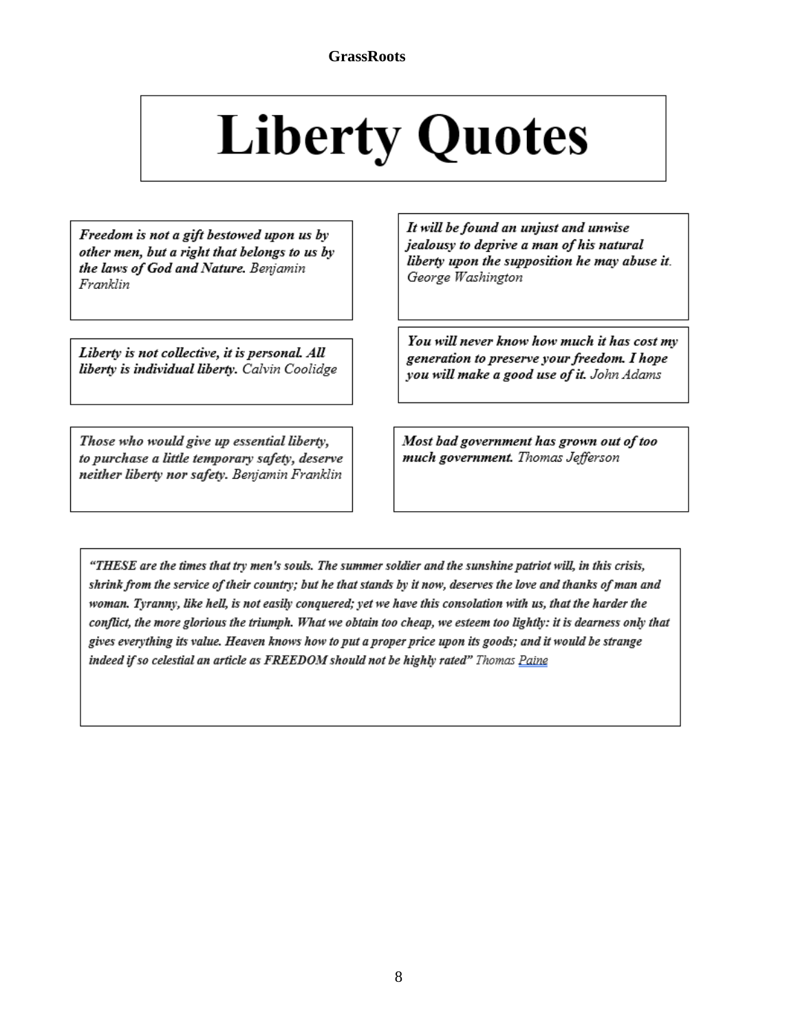# Liberty Quotes

***Freedom is not a gift bestowed upon us by other men, but a right that belongs to us by the laws of God and Nature.*** *Benjamin Franklin*

***Liberty is not collective, it is personal. All liberty is individual liberty.*** *Calvin Coolidge*

***Those who would give up essential liberty, to purchase a little temporary safety, deserve neither liberty nor safety.*** *Benjamin Franklin*

***It will be found an unjust and unwise jealousy to deprive a man of his natural liberty upon the supposition he may abuse it.*** *George Washington*

***You will never know how much it has cost my generation to preserve your freedom. I hope you will make a good use of it.*** *John Adams*

***Most bad government has grown out of too much government.*** *Thomas Jefferson*

***"THESE are the times that try men's souls. The summer soldier and the sunshine patriot will, in this crisis, shrink from the service of their country; but he that stands by it now, deserves the love and thanks of man and woman. Tyranny, like hell, is not easily conquered; yet we have this consolation with us, that the harder the conflict, the more glorious the triumph. What we obtain too cheap, we esteem too lightly: it is dearness only that gives everything its value. Heaven knows how to put a proper price upon its goods; and it would be strange indeed if so celestial an article as FREEDOM should not be highly rated"*** *Thomas Paine*